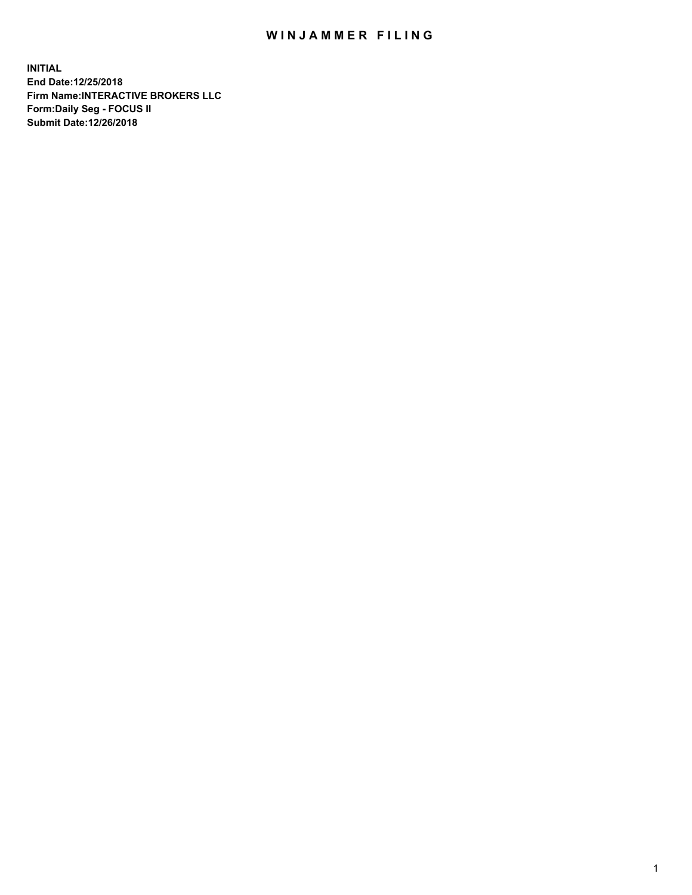# WINJAMMER FILING

**INITIAL**
**End Date:12/25/2018**
**Firm Name:INTERACTIVE BROKERS LLC**
**Form:Daily Seg - FOCUS II**
**Submit Date:12/26/2018**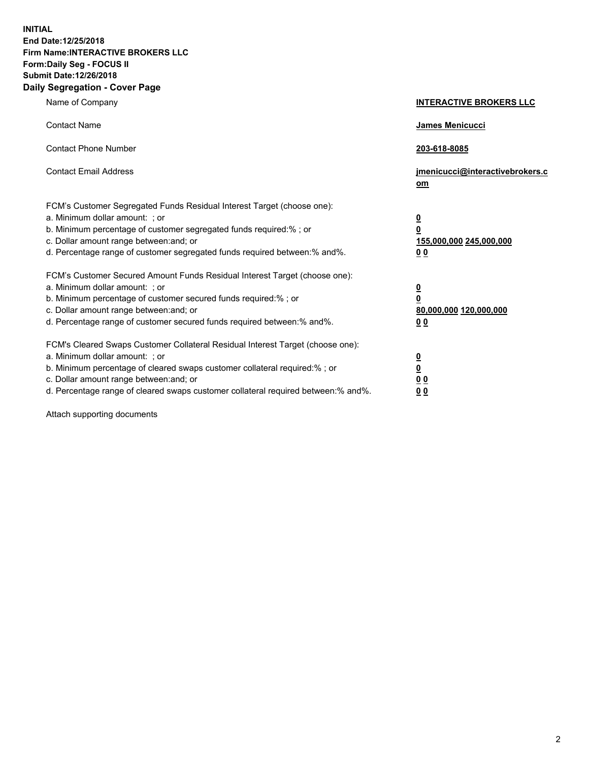**INITIAL**
**End Date:12/25/2018**
**Firm Name:INTERACTIVE BROKERS LLC**
**Form:Daily Seg - FOCUS II**
**Submit Date:12/26/2018**

## Daily Segregation - Cover Page

| | |
|---|---|
| Name of Company | **INTERACTIVE BROKERS LLC** |
| Contact Name | **James Menicucci** |
| Contact Phone Number | **203-618-8085** |
| Contact Email Address | **jmenicucci@interactivebrokers.com** |

| | |
|---|---|
| FCM's Customer Segregated Funds Residual Interest Target (choose one): | |
| a. Minimum dollar amount: ; or | **0** |
| b. Minimum percentage of customer segregated funds required:% ; or | **0** |
| c. Dollar amount range between:and; or | **155,000,000 245,000,000** |
| d. Percentage range of customer segregated funds required between:% and%. | **0 0** |
| FCM's Customer Secured Amount Funds Residual Interest Target (choose one): | |
| a. Minimum dollar amount: ; or | **0** |
| b. Minimum percentage of customer secured funds required:% ; or | **0** |
| c. Dollar amount range between:and; or | **80,000,000 120,000,000** |
| d. Percentage range of customer secured funds required between:% and%. | **0 0** |
| FCM's Cleared Swaps Customer Collateral Residual Interest Target (choose one): | |
| a. Minimum dollar amount: ; or | **0** |
| b. Minimum percentage of cleared swaps customer collateral required:% ; or | **0** |
| c. Dollar amount range between:and; or | **0 0** |
| d. Percentage range of cleared swaps customer collateral required between:% and%. | **0 0** |

Attach supporting documents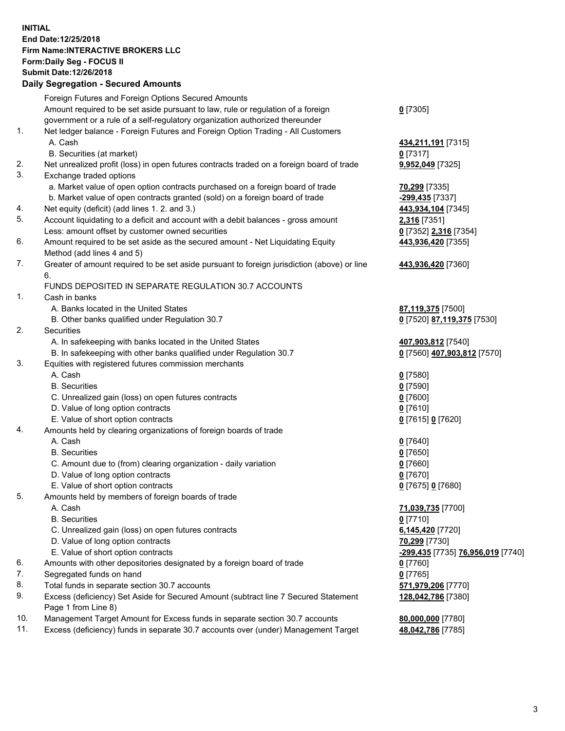**INITIAL**
**End Date:12/25/2018**
**Firm Name:INTERACTIVE BROKERS LLC**
**Form:Daily Seg - FOCUS II**
**Submit Date:12/26/2018**

## Daily Segregation - Secured Amounts

| | | |
|---|---|---|
| | Foreign Futures and Foreign Options Secured Amounts | |
| | Amount required to be set aside pursuant to law, rule or regulation of a foreign government or a rule of a self-regulatory organization authorized thereunder | **0** [7305] |
| 1. | Net ledger balance - Foreign Futures and Foreign Option Trading - All Customers | |
| | A. Cash | **434,211,191** [7315] |
| | B. Securities (at market) | **0** [7317] |
| 2. | Net unrealized profit (loss) in open futures contracts traded on a foreign board of trade | **9,952,049** [7325] |
| 3. | Exchange traded options | |
| | a. Market value of open option contracts purchased on a foreign board of trade | **70,299** [7335] |
| | b. Market value of open contracts granted (sold) on a foreign board of trade | **-299,435** [7337] |
| 4. | Net equity (deficit) (add lines 1. 2. and 3.) | **443,934,104** [7345] |
| 5. | Account liquidating to a deficit and account with a debit balances - gross amount | **2,316** [7351] |
| | Less: amount offset by customer owned securities | **0** [7352] **2,316** [7354] |
| 6. | Amount required to be set aside as the secured amount - Net Liquidating Equity Method (add lines 4 and 5) | **443,936,420** [7355] |
| 7. | Greater of amount required to be set aside pursuant to foreign jurisdiction (above) or line 6. | **443,936,420** [7360] |
| | FUNDS DEPOSITED IN SEPARATE REGULATION 30.7 ACCOUNTS | |
| 1. | Cash in banks | |
| | A. Banks located in the United States | **87,119,375** [7500] |
| | B. Other banks qualified under Regulation 30.7 | **0** [7520] **87,119,375** [7530] |
| 2. | Securities | |
| | A. In safekeeping with banks located in the United States | **407,903,812** [7540] |
| | B. In safekeeping with other banks qualified under Regulation 30.7 | **0** [7560] **407,903,812** [7570] |
| 3. | Equities with registered futures commission merchants | |
| | A. Cash | **0** [7580] |
| | B. Securities | **0** [7590] |
| | C. Unrealized gain (loss) on open futures contracts | **0** [7600] |
| | D. Value of long option contracts | **0** [7610] |
| | E. Value of short option contracts | **0** [7615] **0** [7620] |
| 4. | Amounts held by clearing organizations of foreign boards of trade | |
| | A. Cash | **0** [7640] |
| | B. Securities | **0** [7650] |
| | C. Amount due to (from) clearing organization - daily variation | **0** [7660] |
| | D. Value of long option contracts | **0** [7670] |
| | E. Value of short option contracts | **0** [7675] **0** [7680] |
| 5. | Amounts held by members of foreign boards of trade | |
| | A. Cash | **71,039,735** [7700] |
| | B. Securities | **0** [7710] |
| | C. Unrealized gain (loss) on open futures contracts | **6,145,420** [7720] |
| | D. Value of long option contracts | **70,299** [7730] |
| | E. Value of short option contracts | **-299,435** [7735] **76,956,019** [7740] |
| 6. | Amounts with other depositories designated by a foreign board of trade | **0** [7760] |
| 7. | Segregated funds on hand | **0** [7765] |
| 8. | Total funds in separate section 30.7 accounts | **571,979,206** [7770] |
| 9. | Excess (deficiency) Set Aside for Secured Amount (subtract line 7 Secured Statement Page 1 from Line 8) | **128,042,786** [7380] |
| 10. | Management Target Amount for Excess funds in separate section 30.7 accounts | **80,000,000** [7780] |
| 11. | Excess (deficiency) funds in separate 30.7 accounts over (under) Management Target | **48,042,786** [7785] |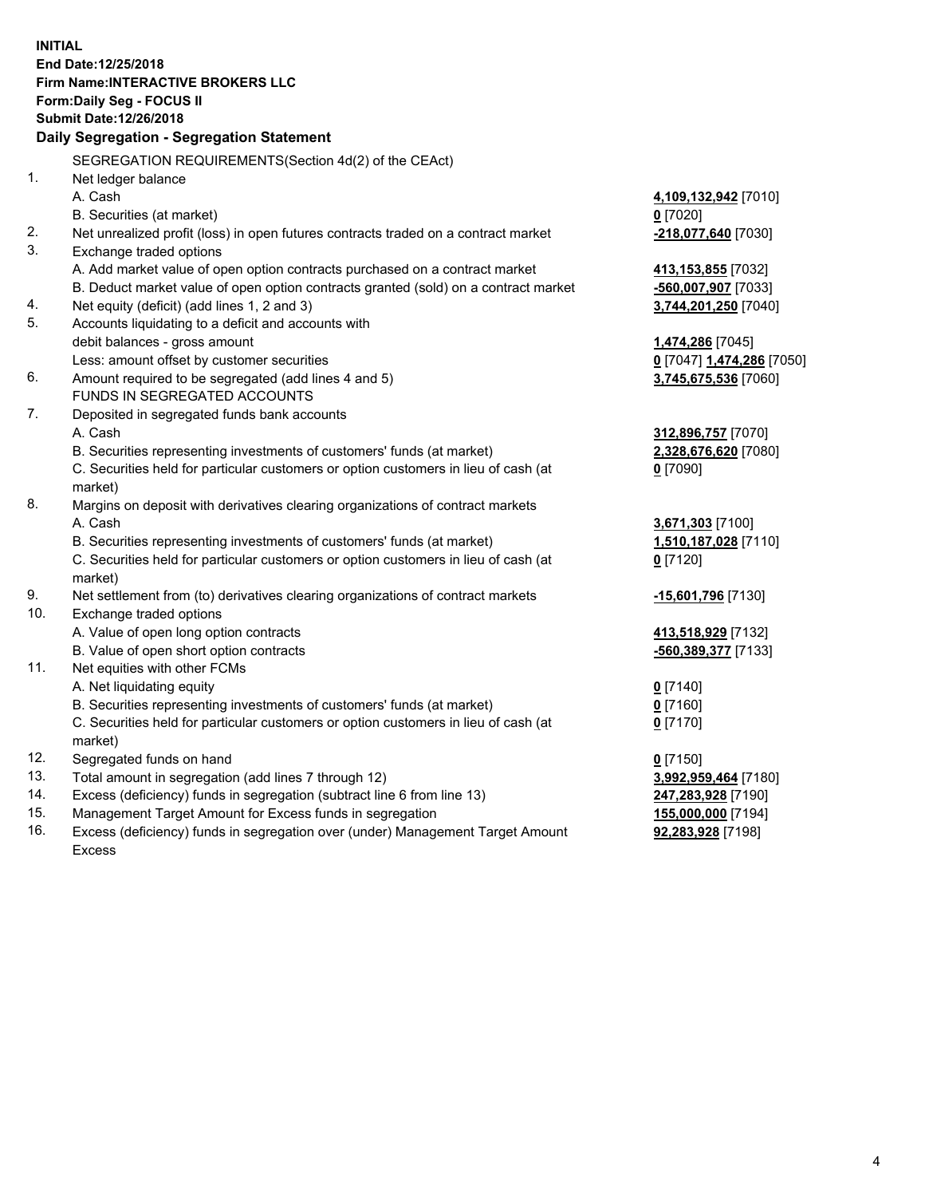**INITIAL**
**End Date:12/25/2018**
**Firm Name:INTERACTIVE BROKERS LLC**
**Form:Daily Seg - FOCUS II**
**Submit Date:12/26/2018**

**Daily Segregation - Segregation Statement**

SEGREGATION REQUIREMENTS(Section 4d(2) of the CEAct)

| | | |
|---|---|---|
| 1. | Net ledger balance | |
| | A. Cash | **4,109,132,942** [7010] |
| | B. Securities (at market) | **0** [7020] |
| 2. | Net unrealized profit (loss) in open futures contracts traded on a contract market | **-218,077,640** [7030] |
| 3. | Exchange traded options | |
| | A. Add market value of open option contracts purchased on a contract market | **413,153,855** [7032] |
| | B. Deduct market value of open option contracts granted (sold) on a contract market | **-560,007,907** [7033] |
| 4. | Net equity (deficit) (add lines 1, 2 and 3) | **3,744,201,250** [7040] |
| 5. | Accounts liquidating to a deficit and accounts with debit balances - gross amount | **1,474,286** [7045] |
| | Less: amount offset by customer securities | **0** [7047] **1,474,286** [7050] |
| 6. | Amount required to be segregated (add lines 4 and 5) | **3,745,675,536** [7060] |
| | FUNDS IN SEGREGATED ACCOUNTS | |
| 7. | Deposited in segregated funds bank accounts | |
| | A. Cash | **312,896,757** [7070] |
| | B. Securities representing investments of customers' funds (at market) | **2,328,676,620** [7080] |
| | C. Securities held for particular customers or option customers in lieu of cash (at market) | **0** [7090] |
| 8. | Margins on deposit with derivatives clearing organizations of contract markets | |
| | A. Cash | **3,671,303** [7100] |
| | B. Securities representing investments of customers' funds (at market) | **1,510,187,028** [7110] |
| | C. Securities held for particular customers or option customers in lieu of cash (at market) | **0** [7120] |
| 9. | Net settlement from (to) derivatives clearing organizations of contract markets | **-15,601,796** [7130] |
| 10. | Exchange traded options | |
| | A. Value of open long option contracts | **413,518,929** [7132] |
| | B. Value of open short option contracts | **-560,389,377** [7133] |
| 11. | Net equities with other FCMs | |
| | A. Net liquidating equity | **0** [7140] |
| | B. Securities representing investments of customers' funds (at market) | **0** [7160] |
| | C. Securities held for particular customers or option customers in lieu of cash (at market) | **0** [7170] |
| 12. | Segregated funds on hand | **0** [7150] |
| 13. | Total amount in segregation (add lines 7 through 12) | **3,992,959,464** [7180] |
| 14. | Excess (deficiency) funds in segregation (subtract line 6 from line 13) | **247,283,928** [7190] |
| 15. | Management Target Amount for Excess funds in segregation | **155,000,000** [7194] |
| 16. | Excess (deficiency) funds in segregation over (under) Management Target Amount Excess | **92,283,928** [7198] |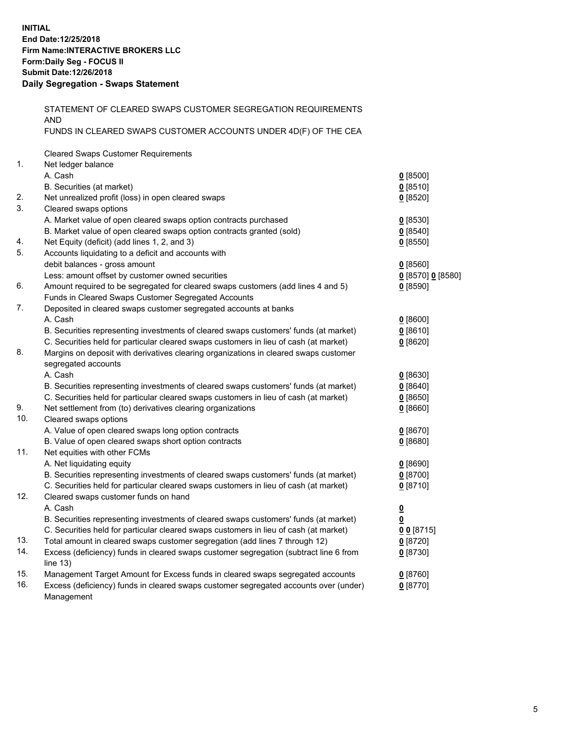**INITIAL**
**End Date:12/25/2018**
**Firm Name:INTERACTIVE BROKERS LLC**
**Form:Daily Seg - FOCUS II**
**Submit Date:12/26/2018**
**Daily Segregation - Swaps Statement**

STATEMENT OF CLEARED SWAPS CUSTOMER SEGREGATION REQUIREMENTS
AND
FUNDS IN CLEARED SWAPS CUSTOMER ACCOUNTS UNDER 4D(F) OF THE CEA

| | | |
|---|---|---|
| | Cleared Swaps Customer Requirements | |
| 1. | Net ledger balance | |
| | A. Cash | 0 [8500] |
| | B. Securities (at market) | 0 [8510] |
| 2. | Net unrealized profit (loss) in open cleared swaps | 0 [8520] |
| 3. | Cleared swaps options | |
| | A. Market value of open cleared swaps option contracts purchased | 0 [8530] |
| | B. Market value of open cleared swaps option contracts granted (sold) | 0 [8540] |
| 4. | Net Equity (deficit) (add lines 1, 2, and 3) | 0 [8550] |
| 5. | Accounts liquidating to a deficit and accounts with | |
| | debit balances - gross amount | 0 [8560] |
| | Less: amount offset by customer owned securities | 0 [8570] 0 [8580] |
| 6. | Amount required to be segregated for cleared swaps customers (add lines 4 and 5) | 0 [8590] |
| | Funds in Cleared Swaps Customer Segregated Accounts | |
| 7. | Deposited in cleared swaps customer segregated accounts at banks | |
| | A. Cash | 0 [8600] |
| | B. Securities representing investments of cleared swaps customers' funds (at market) | 0 [8610] |
| | C. Securities held for particular cleared swaps customers in lieu of cash (at market) | 0 [8620] |
| 8. | Margins on deposit with derivatives clearing organizations in cleared swaps customer segregated accounts | |
| | A. Cash | 0 [8630] |
| | B. Securities representing investments of cleared swaps customers' funds (at market) | 0 [8640] |
| | C. Securities held for particular cleared swaps customers in lieu of cash (at market) | 0 [8650] |
| 9. | Net settlement from (to) derivatives clearing organizations | 0 [8660] |
| 10. | Cleared swaps options | |
| | A. Value of open cleared swaps long option contracts | 0 [8670] |
| | B. Value of open cleared swaps short option contracts | 0 [8680] |
| 11. | Net equities with other FCMs | |
| | A. Net liquidating equity | 0 [8690] |
| | B. Securities representing investments of cleared swaps customers' funds (at market) | 0 [8700] |
| | C. Securities held for particular cleared swaps customers in lieu of cash (at market) | 0 [8710] |
| 12. | Cleared swaps customer funds on hand | |
| | A. Cash | 0 |
| | B. Securities representing investments of cleared swaps customers' funds (at market) | 0 |
| | C. Securities held for particular cleared swaps customers in lieu of cash (at market) | 0 0 [8715] |
| 13. | Total amount in cleared swaps customer segregation (add lines 7 through 12) | 0 [8720] |
| 14. | Excess (deficiency) funds in cleared swaps customer segregation (subtract line 6 from line 13) | 0 [8730] |
| 15. | Management Target Amount for Excess funds in cleared swaps segregated accounts | 0 [8760] |
| 16. | Excess (deficiency) funds in cleared swaps customer segregated accounts over (under) Management | 0 [8770] |